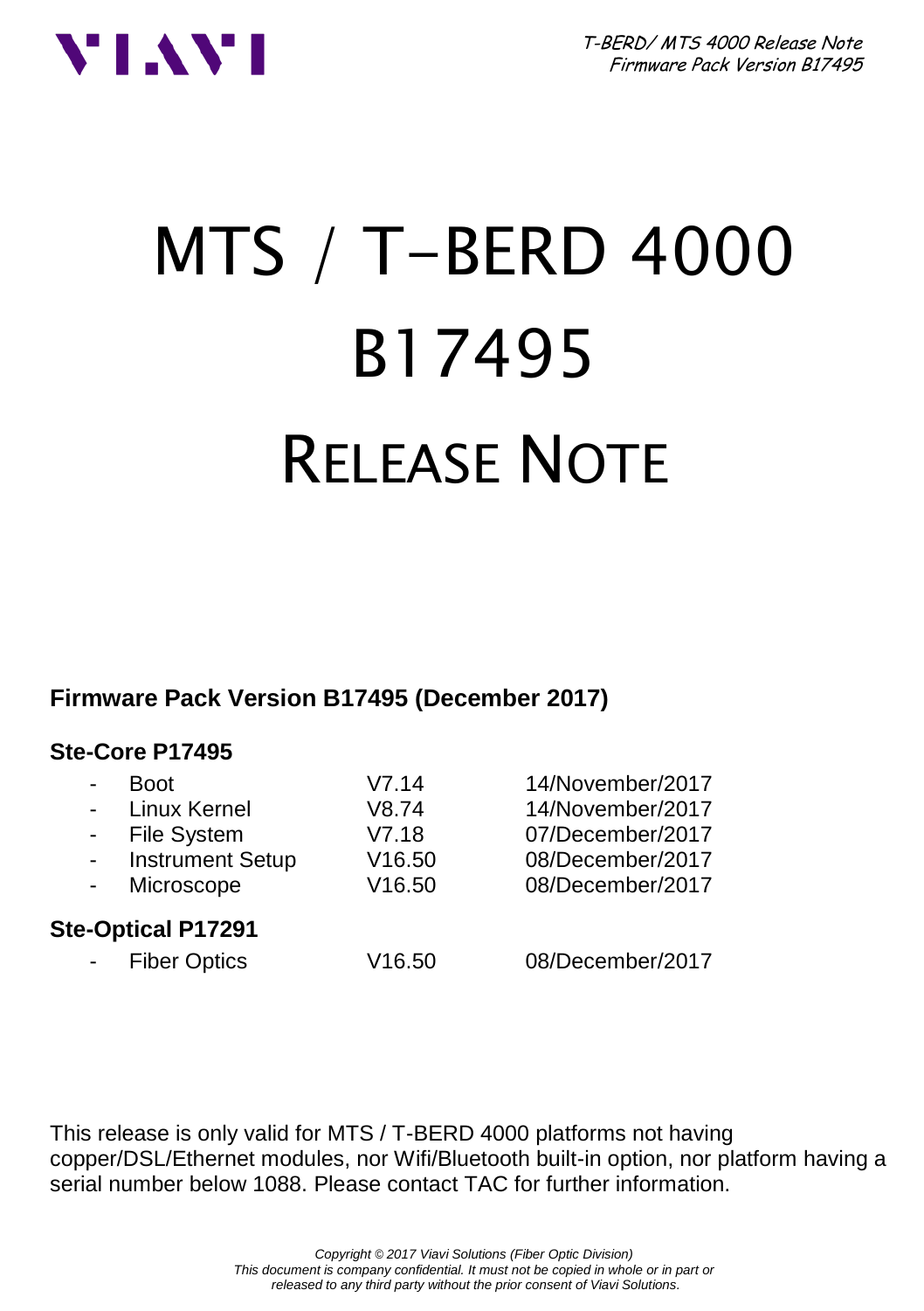# MTS / T-BERD 4000 B17495 RELEASE NOTE

**Firmware Pack Version B17495 (December 2017)**

**Ste-Core P17495**

| | | |
|---|---|---|
| - Boot | V7.14 | 14/November/2017 |
| - Linux Kernel | V8.74 | 14/November/2017 |
| - File System | V7.18 | 07/December/2017 |
| - Instrument Setup | V16.50 | 08/December/2017 |
| - Microscope | V16.50 | 08/December/2017 |

**Ste-Optical P17291**

| | | |
|---|---|---|
| - Fiber Optics | V16.50 | 08/December/2017 |

This release is only valid for MTS / T-BERD 4000 platforms not having copper/DSL/Ethernet modules, nor Wifi/Bluetooth built-in option, nor platform having a serial number below 1088. Please contact TAC for further information.

*Copyright © 2017 Viavi Solutions (Fiber Optic Division)*
*This document is company confidential. It must not be copied in whole or in part or released to any third party without the prior consent of Viavi Solutions.*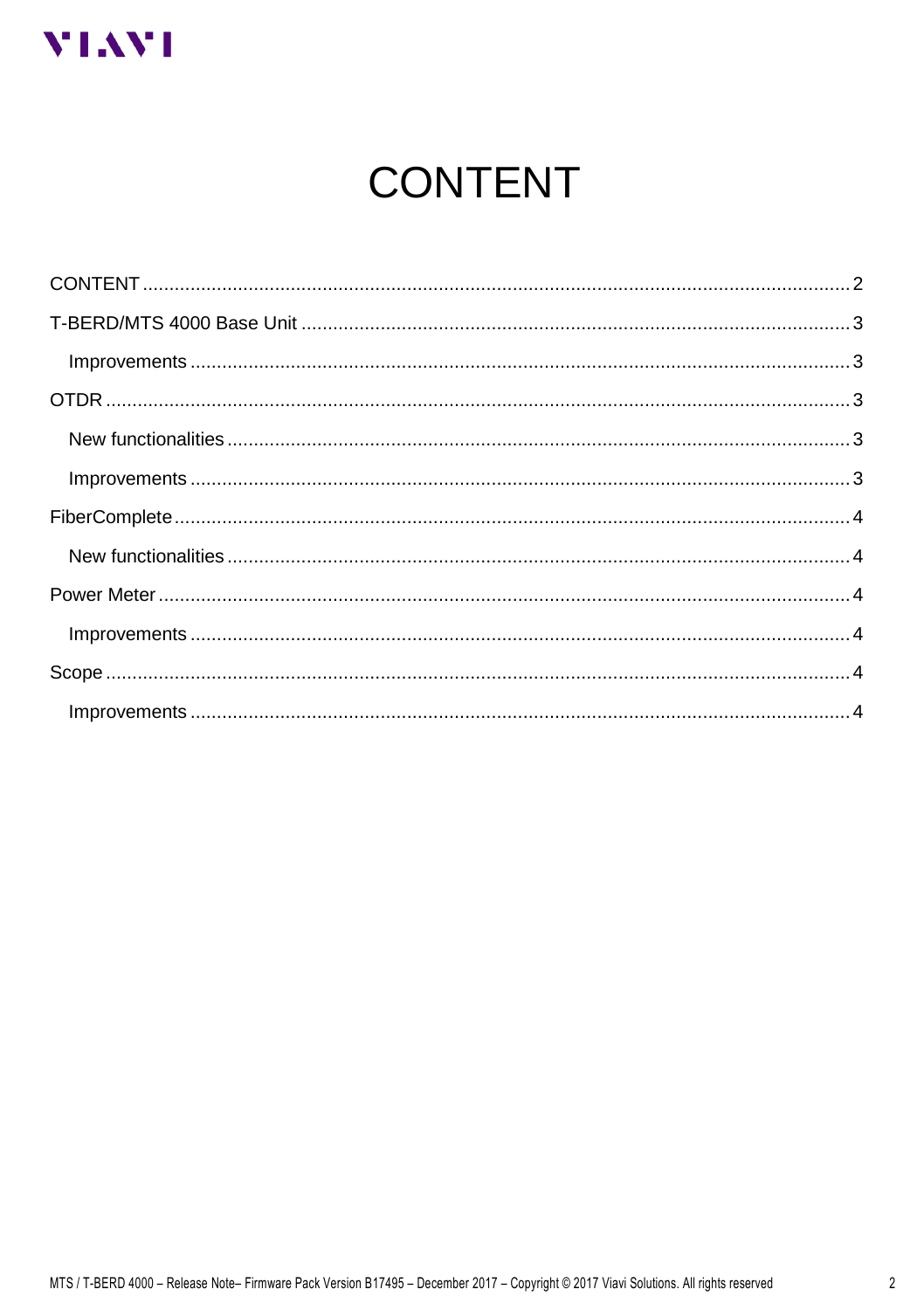# CONTENT

CONTENT ........................................................................................................................ 2

T-BERD/MTS 4000 Base Unit ...................................................................................... 3

  Improvements ........................................................................................................... 3

OTDR ........................................................................................................................... 3

  New functionalities .................................................................................................... 3

  Improvements ........................................................................................................... 3

FiberComplete ............................................................................................................. 4

  New functionalities .................................................................................................... 4

Power Meter ................................................................................................................. 4

  Improvements ........................................................................................................... 4

Scope ........................................................................................................................... 4

  Improvements ........................................................................................................... 4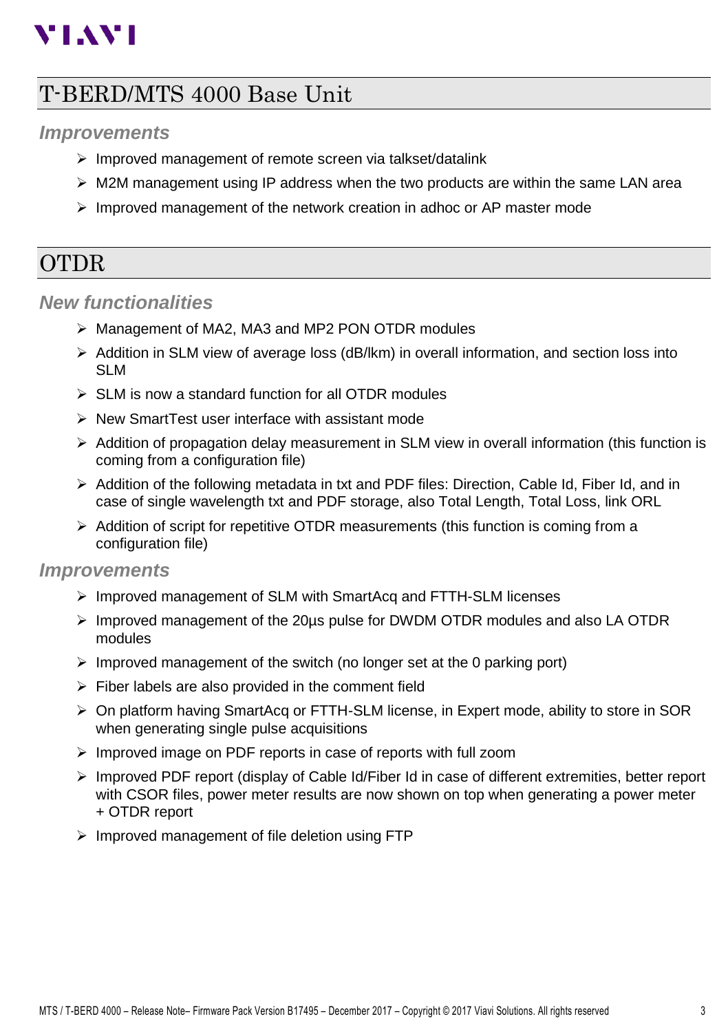## T-BERD/MTS 4000 Base Unit

### *Improvements*

- Improved management of remote screen via talkset/datalink
- M2M management using IP address when the two products are within the same LAN area
- Improved management of the network creation in adhoc or AP master mode

## OTDR

### *New functionalities*

- Management of MA2, MA3 and MP2 PON OTDR modules
- Addition in SLM view of average loss (dB/lkm) in overall information, and section loss into SLM
- SLM is now a standard function for all OTDR modules
- New SmartTest user interface with assistant mode
- Addition of propagation delay measurement in SLM view in overall information (this function is coming from a configuration file)
- Addition of the following metadata in txt and PDF files: Direction, Cable Id, Fiber Id, and in case of single wavelength txt and PDF storage, also Total Length, Total Loss, link ORL
- Addition of script for repetitive OTDR measurements (this function is coming from a configuration file)

### *Improvements*

- Improved management of SLM with SmartAcq and FTTH-SLM licenses
- Improved management of the 20µs pulse for DWDM OTDR modules and also LA OTDR modules
- Improved management of the switch (no longer set at the 0 parking port)
- Fiber labels are also provided in the comment field
- On platform having SmartAcq or FTTH-SLM license, in Expert mode, ability to store in SOR when generating single pulse acquisitions
- Improved image on PDF reports in case of reports with full zoom
- Improved PDF report (display of Cable Id/Fiber Id in case of different extremities, better report with CSOR files, power meter results are now shown on top when generating a power meter + OTDR report
- Improved management of file deletion using FTP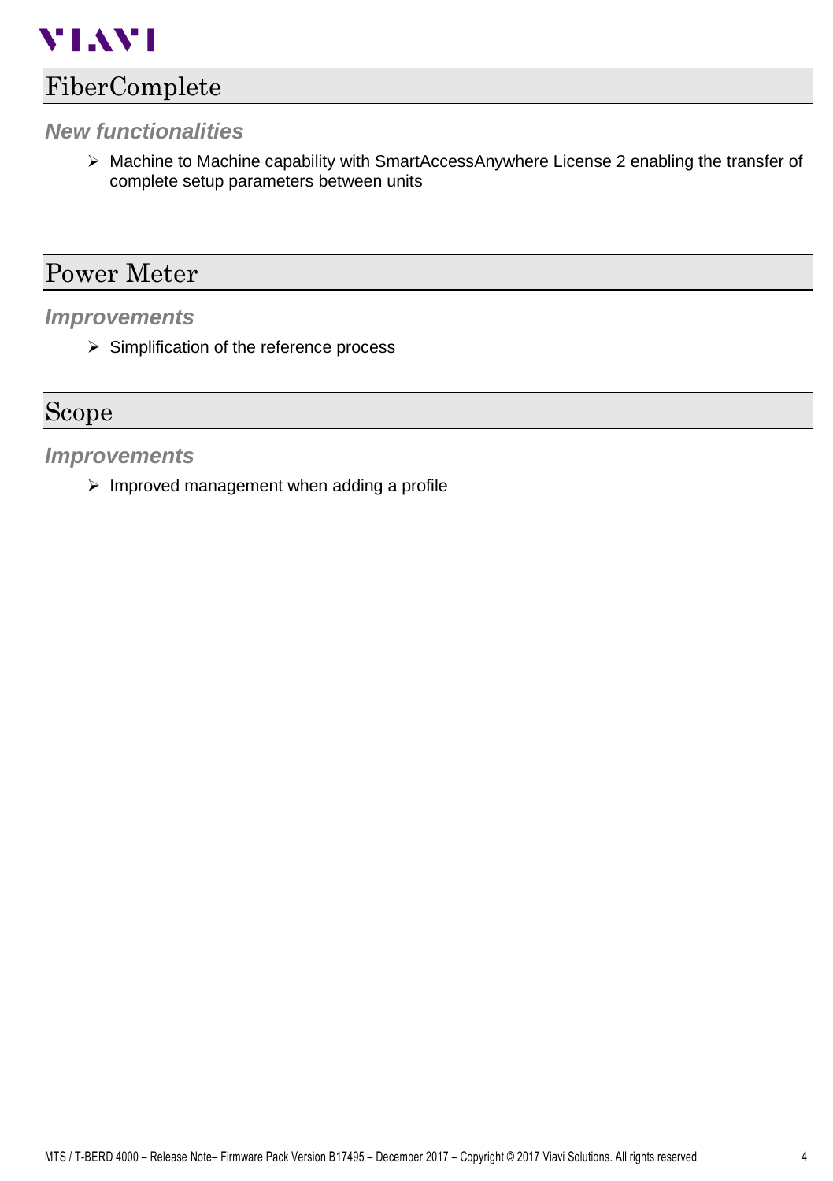# FiberComplete

### *New functionalities*

- Machine to Machine capability with SmartAccessAnywhere License 2 enabling the transfer of complete setup parameters between units

# Power Meter

### *Improvements*

- Simplification of the reference process

# Scope

### *Improvements*

- Improved management when adding a profile